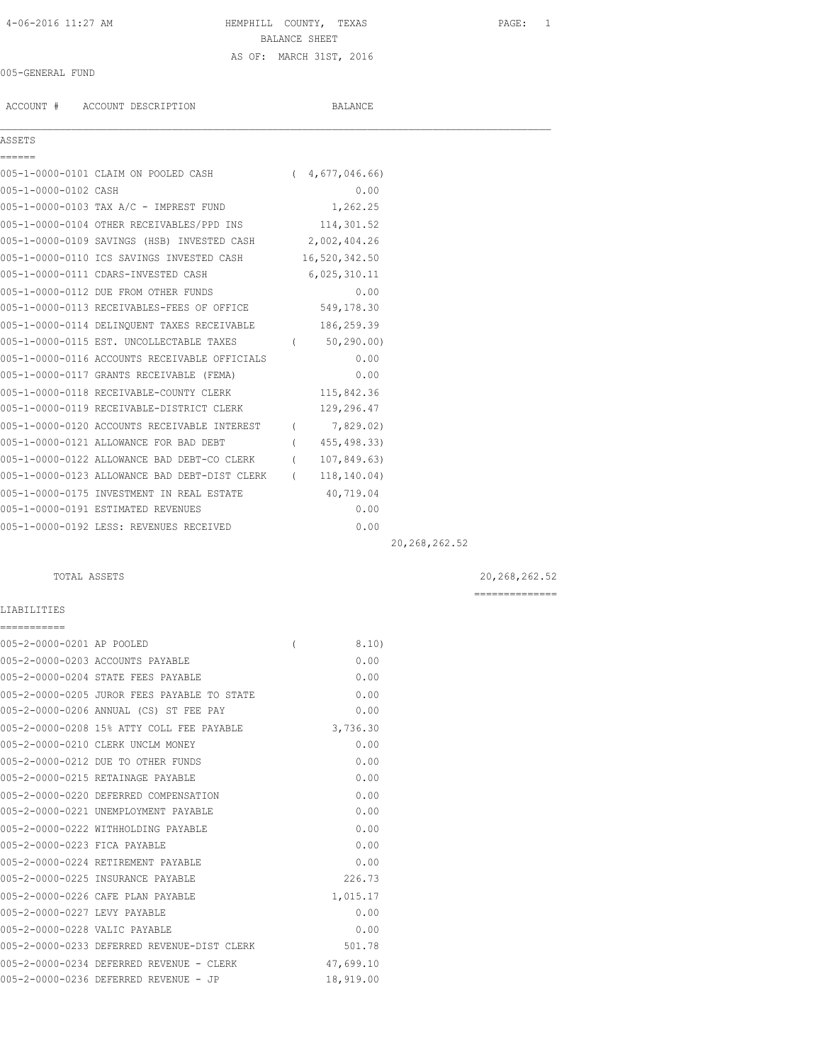HEMPHILL COUNTY, TEXAS
BALANCE SHEET
AS OF: MARCH 31ST, 2016

005-GENERAL FUND

| ACCOUNT # | ACCOUNT DESCRIPTION | BALANCE | | |
|---|---|---|---|---|
| **ASSETS** | | | | |
| 005-1-0000-0101 | CLAIM ON POOLED CASH | ( 4,677,046.66) | | |
| 005-1-0000-0102 | CASH | 0.00 | | |
| 005-1-0000-0103 | TAX A/C - IMPREST FUND | 1,262.25 | | |
| 005-1-0000-0104 | OTHER RECEIVABLES/PPD INS | 114,301.52 | | |
| 005-1-0000-0109 | SAVINGS (HSB) INVESTED CASH | 2,002,404.26 | | |
| 005-1-0000-0110 | ICS SAVINGS INVESTED CASH | 16,520,342.50 | | |
| 005-1-0000-0111 | CDARS-INVESTED CASH | 6,025,310.11 | | |
| 005-1-0000-0112 | DUE FROM OTHER FUNDS | 0.00 | | |
| 005-1-0000-0113 | RECEIVABLES-FEES OF OFFICE | 549,178.30 | | |
| 005-1-0000-0114 | DELINQUENT TAXES RECEIVABLE | 186,259.39 | | |
| 005-1-0000-0115 | EST. UNCOLLECTABLE TAXES | ( 50,290.00) | | |
| 005-1-0000-0116 | ACCOUNTS RECEIVABLE OFFICIALS | 0.00 | | |
| 005-1-0000-0117 | GRANTS RECEIVABLE (FEMA) | 0.00 | | |
| 005-1-0000-0118 | RECEIVABLE-COUNTY CLERK | 115,842.36 | | |
| 005-1-0000-0119 | RECEIVABLE-DISTRICT CLERK | 129,296.47 | | |
| 005-1-0000-0120 | ACCOUNTS RECEIVABLE INTEREST | ( 7,829.02) | | |
| 005-1-0000-0121 | ALLOWANCE FOR BAD DEBT | ( 455,498.33) | | |
| 005-1-0000-0122 | ALLOWANCE BAD DEBT-CO CLERK | ( 107,849.63) | | |
| 005-1-0000-0123 | ALLOWANCE BAD DEBT-DIST CLERK | ( 118,140.04) | | |
| 005-1-0000-0175 | INVESTMENT IN REAL ESTATE | 40,719.04 | | |
| 005-1-0000-0191 | ESTIMATED REVENUES | 0.00 | | |
| 005-1-0000-0192 | LESS: REVENUES RECEIVED | 0.00 | | |
| | | | 20,268,262.52 | |
| | TOTAL ASSETS | | | 20,268,262.52 |
| **LIABILITIES** | | | | |
| 005-2-0000-0201 | AP POOLED | ( 8.10) | | |
| 005-2-0000-0203 | ACCOUNTS PAYABLE | 0.00 | | |
| 005-2-0000-0204 | STATE FEES PAYABLE | 0.00 | | |
| 005-2-0000-0205 | JUROR FEES PAYABLE TO STATE | 0.00 | | |
| 005-2-0000-0206 | ANNUAL (CS) ST FEE PAY | 0.00 | | |
| 005-2-0000-0208 | 15% ATTY COLL FEE PAYABLE | 3,736.30 | | |
| 005-2-0000-0210 | CLERK UNCLM MONEY | 0.00 | | |
| 005-2-0000-0212 | DUE TO OTHER FUNDS | 0.00 | | |
| 005-2-0000-0215 | RETAINAGE PAYABLE | 0.00 | | |
| 005-2-0000-0220 | DEFERRED COMPENSATION | 0.00 | | |
| 005-2-0000-0221 | UNEMPLOYMENT PAYABLE | 0.00 | | |
| 005-2-0000-0222 | WITHHOLDING PAYABLE | 0.00 | | |
| 005-2-0000-0223 | FICA PAYABLE | 0.00 | | |
| 005-2-0000-0224 | RETIREMENT PAYABLE | 0.00 | | |
| 005-2-0000-0225 | INSURANCE PAYABLE | 226.73 | | |
| 005-2-0000-0226 | CAFE PLAN PAYABLE | 1,015.17 | | |
| 005-2-0000-0227 | LEVY PAYABLE | 0.00 | | |
| 005-2-0000-0228 | VALIC PAYABLE | 0.00 | | |
| 005-2-0000-0233 | DEFERRED REVENUE-DIST CLERK | 501.78 | | |
| 005-2-0000-0234 | DEFERRED REVENUE - CLERK | 47,699.10 | | |
| 005-2-0000-0236 | DEFERRED REVENUE - JP | 18,919.00 | | |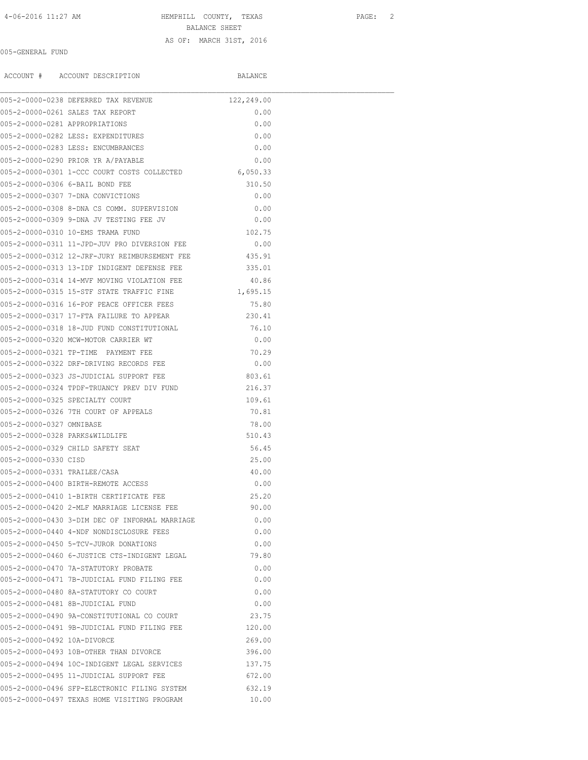HEMPHILL COUNTY, TEXAS
BALANCE SHEET
AS OF: MARCH 31ST, 2016

005-GENERAL FUND

| ACCOUNT # | ACCOUNT DESCRIPTION | BALANCE |
|---|---|---|
| 005-2-0000-0238 | DEFERRED TAX REVENUE | 122,249.00 |
| 005-2-0000-0261 | SALES TAX REPORT | 0.00 |
| 005-2-0000-0281 | APPROPRIATIONS | 0.00 |
| 005-2-0000-0282 | LESS: EXPENDITURES | 0.00 |
| 005-2-0000-0283 | LESS: ENCUMBRANCES | 0.00 |
| 005-2-0000-0290 | PRIOR YR A/PAYABLE | 0.00 |
| 005-2-0000-0301 | 1-CCC COURT COSTS COLLECTED | 6,050.33 |
| 005-2-0000-0306 | 6-BAIL BOND FEE | 310.50 |
| 005-2-0000-0307 | 7-DNA CONVICTIONS | 0.00 |
| 005-2-0000-0308 | 8-DNA CS COMM. SUPERVISION | 0.00 |
| 005-2-0000-0309 | 9-DNA JV TESTING FEE JV | 0.00 |
| 005-2-0000-0310 | 10-EMS TRAMA FUND | 102.75 |
| 005-2-0000-0311 | 11-JPD-JUV PRO DIVERSION FEE | 0.00 |
| 005-2-0000-0312 | 12-JRF-JURY REIMBURSEMENT FEE | 435.91 |
| 005-2-0000-0313 | 13-IDF INDIGENT DEFENSE FEE | 335.01 |
| 005-2-0000-0314 | 14-MVF MOVING VIOLATION FEE | 40.86 |
| 005-2-0000-0315 | 15-STF STATE TRAFFIC FINE | 1,695.15 |
| 005-2-0000-0316 | 16-POF PEACE OFFICER FEES | 75.80 |
| 005-2-0000-0317 | 17-FTA FAILURE TO APPEAR | 230.41 |
| 005-2-0000-0318 | 18-JUD FUND CONSTITUTIONAL | 76.10 |
| 005-2-0000-0320 | MCW-MOTOR CARRIER WT | 0.00 |
| 005-2-0000-0321 | TP-TIME PAYMENT FEE | 70.29 |
| 005-2-0000-0322 | DRF-DRIVING RECORDS FEE | 0.00 |
| 005-2-0000-0323 | JS-JUDICIAL SUPPORT FEE | 803.61 |
| 005-2-0000-0324 | TPDF-TRUANCY PREV DIV FUND | 216.37 |
| 005-2-0000-0325 | SPECIALTY COURT | 109.61 |
| 005-2-0000-0326 | 7TH COURT OF APPEALS | 70.81 |
| 005-2-0000-0327 | OMNIBASE | 78.00 |
| 005-2-0000-0328 | PARKS&WILDLIFE | 510.43 |
| 005-2-0000-0329 | CHILD SAFETY SEAT | 56.45 |
| 005-2-0000-0330 | CISD | 25.00 |
| 005-2-0000-0331 | TRAILEE/CASA | 40.00 |
| 005-2-0000-0400 | BIRTH-REMOTE ACCESS | 0.00 |
| 005-2-0000-0410 | 1-BIRTH CERTIFICATE FEE | 25.20 |
| 005-2-0000-0420 | 2-MLF MARRIAGE LICENSE FEE | 90.00 |
| 005-2-0000-0430 | 3-DIM DEC OF INFORMAL MARRIAGE | 0.00 |
| 005-2-0000-0440 | 4-NDF NONDISCLOSURE FEES | 0.00 |
| 005-2-0000-0450 | 5-TCV-JUROR DONATIONS | 0.00 |
| 005-2-0000-0460 | 6-JUSTICE CTS-INDIGENT LEGAL | 79.80 |
| 005-2-0000-0470 | 7A-STATUTORY PROBATE | 0.00 |
| 005-2-0000-0471 | 7B-JUDICIAL FUND FILING FEE | 0.00 |
| 005-2-0000-0480 | 8A-STATUTORY CO COURT | 0.00 |
| 005-2-0000-0481 | 8B-JUDICIAL FUND | 0.00 |
| 005-2-0000-0490 | 9A-CONSTITUTIONAL CO COURT | 23.75 |
| 005-2-0000-0491 | 9B-JUDICIAL FUND FILING FEE | 120.00 |
| 005-2-0000-0492 | 10A-DIVORCE | 269.00 |
| 005-2-0000-0493 | 10B-OTHER THAN DIVORCE | 396.00 |
| 005-2-0000-0494 | 10C-INDIGENT LEGAL SERVICES | 137.75 |
| 005-2-0000-0495 | 11-JUDICIAL SUPPORT FEE | 672.00 |
| 005-2-0000-0496 | SFP-ELECTRONIC FILING SYSTEM | 632.19 |
| 005-2-0000-0497 | TEXAS HOME VISITING PROGRAM | 10.00 |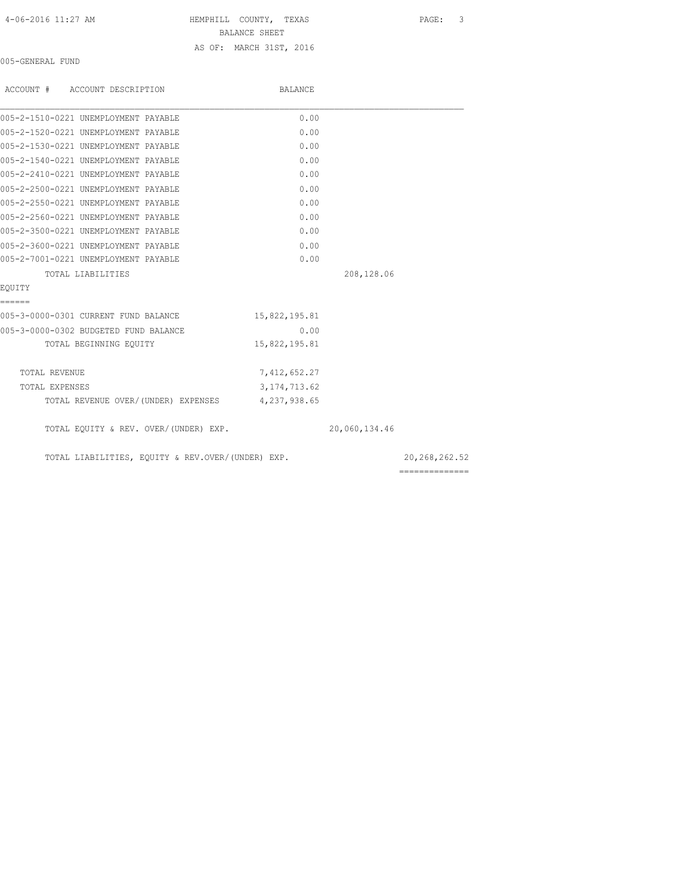HEMPHILL COUNTY, TEXAS
BALANCE SHEET
AS OF: MARCH 31ST, 2016

005-GENERAL FUND

| ACCOUNT # ACCOUNT DESCRIPTION | BALANCE | | |
|---|---|---|---|
| 005-2-1510-0221 UNEMPLOYMENT PAYABLE | 0.00 | | |
| 005-2-1520-0221 UNEMPLOYMENT PAYABLE | 0.00 | | |
| 005-2-1530-0221 UNEMPLOYMENT PAYABLE | 0.00 | | |
| 005-2-1540-0221 UNEMPLOYMENT PAYABLE | 0.00 | | |
| 005-2-2410-0221 UNEMPLOYMENT PAYABLE | 0.00 | | |
| 005-2-2500-0221 UNEMPLOYMENT PAYABLE | 0.00 | | |
| 005-2-2550-0221 UNEMPLOYMENT PAYABLE | 0.00 | | |
| 005-2-2560-0221 UNEMPLOYMENT PAYABLE | 0.00 | | |
| 005-2-3500-0221 UNEMPLOYMENT PAYABLE | 0.00 | | |
| 005-2-3600-0221 UNEMPLOYMENT PAYABLE | 0.00 | | |
| 005-2-7001-0221 UNEMPLOYMENT PAYABLE | 0.00 | | |
| TOTAL LIABILITIES | | 208,128.06 | |
| **EQUITY** | | | |
| 005-3-0000-0301 CURRENT FUND BALANCE | 15,822,195.81 | | |
| 005-3-0000-0302 BUDGETED FUND BALANCE | 0.00 | | |
| TOTAL BEGINNING EQUITY | 15,822,195.81 | | |
| TOTAL REVENUE | 7,412,652.27 | | |
| TOTAL EXPENSES | 3,174,713.62 | | |
| TOTAL REVENUE OVER/(UNDER) EXPENSES | 4,237,938.65 | | |
| TOTAL EQUITY & REV. OVER/(UNDER) EXP. | | 20,060,134.46 | |
| TOTAL LIABILITIES, EQUITY & REV.OVER/(UNDER) EXP. | | | 20,268,262.52 |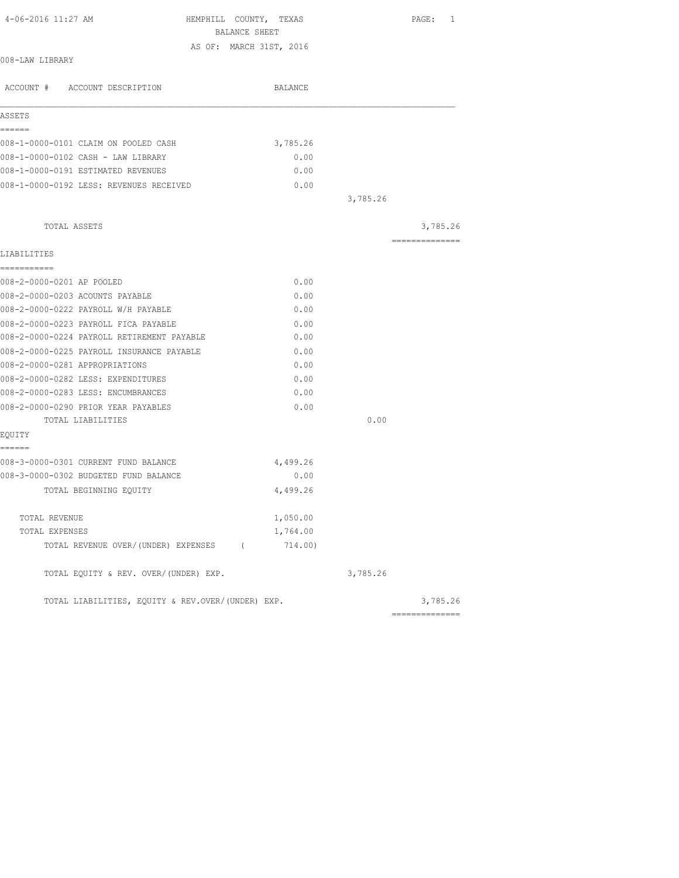4-06-2016 11:27 AM

# HEMPHILL COUNTY, TEXAS

## BALANCE SHEET

AS OF: MARCH 31ST, 2016

008-LAW LIBRARY

| ACCOUNT # | ACCOUNT DESCRIPTION | BALANCE | | |
|---|---|---|---|---|
| **ASSETS** | | | | |
| 008-1-0000-0101 | CLAIM ON POOLED CASH | 3,785.26 | | |
| 008-1-0000-0102 | CASH - LAW LIBRARY | 0.00 | | |
| 008-1-0000-0191 | ESTIMATED REVENUES | 0.00 | | |
| 008-1-0000-0192 | LESS: REVENUES RECEIVED | 0.00 | | |
| | | | 3,785.26 | |
| | TOTAL ASSETS | | | 3,785.26 |
| **LIABILITIES** | | | | |
| 008-2-0000-0201 | AP POOLED | 0.00 | | |
| 008-2-0000-0203 | ACOUNTS PAYABLE | 0.00 | | |
| 008-2-0000-0222 | PAYROLL W/H PAYABLE | 0.00 | | |
| 008-2-0000-0223 | PAYROLL FICA PAYABLE | 0.00 | | |
| 008-2-0000-0224 | PAYROLL RETIREMENT PAYABLE | 0.00 | | |
| 008-2-0000-0225 | PAYROLL INSURANCE PAYABLE | 0.00 | | |
| 008-2-0000-0281 | APPROPRIATIONS | 0.00 | | |
| 008-2-0000-0282 | LESS: EXPENDITURES | 0.00 | | |
| 008-2-0000-0283 | LESS: ENCUMBRANCES | 0.00 | | |
| 008-2-0000-0290 | PRIOR YEAR PAYABLES | 0.00 | | |
| | TOTAL LIABILITIES | | 0.00 | |
| **EQUITY** | | | | |
| 008-3-0000-0301 | CURRENT FUND BALANCE | 4,499.26 | | |
| 008-3-0000-0302 | BUDGETED FUND BALANCE | 0.00 | | |
| | TOTAL BEGINNING EQUITY | 4,499.26 | | |
| | TOTAL REVENUE | 1,050.00 | | |
| | TOTAL EXPENSES | 1,764.00 | | |
| | TOTAL REVENUE OVER/(UNDER) EXPENSES | ( 714.00) | | |
| | TOTAL EQUITY & REV. OVER/(UNDER) EXP. | | 3,785.26 | |
| | TOTAL LIABILITIES, EQUITY & REV.OVER/(UNDER) EXP. | | | 3,785.26 |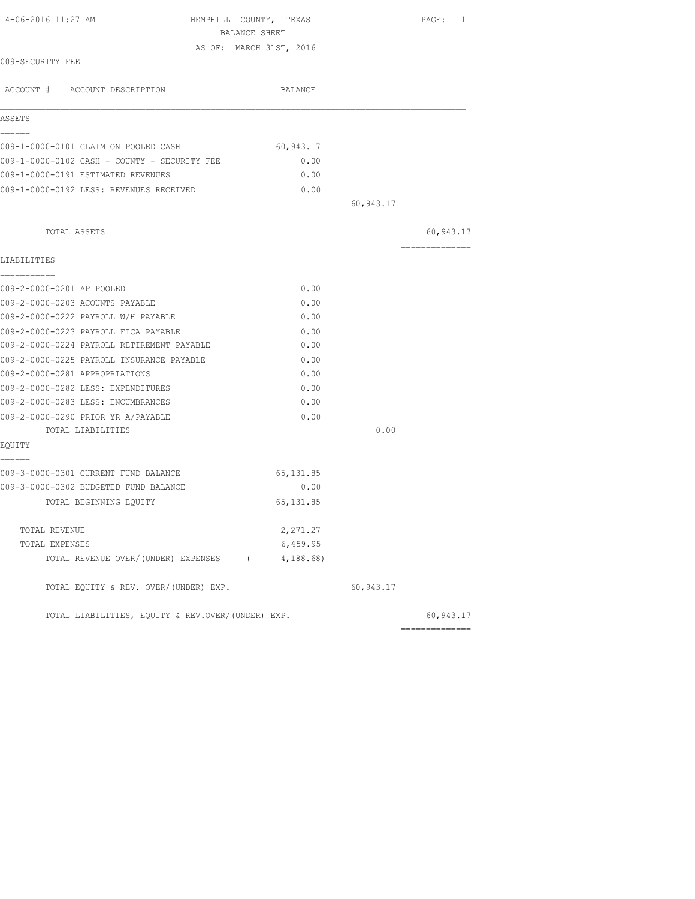HEMPHILL COUNTY, TEXAS
BALANCE SHEET
AS OF: MARCH 31ST, 2016

009-SECURITY FEE

| ACCOUNT # ACCOUNT DESCRIPTION | BALANCE | | |
|---|---|---|---|
| **ASSETS** | | | |
| 009-1-0000-0101 CLAIM ON POOLED CASH | 60,943.17 | | |
| 009-1-0000-0102 CASH - COUNTY - SECURITY FEE | 0.00 | | |
| 009-1-0000-0191 ESTIMATED REVENUES | 0.00 | | |
| 009-1-0000-0192 LESS: REVENUES RECEIVED | 0.00 | | |
| | | 60,943.17 | |
| TOTAL ASSETS | | | 60,943.17 |
| **LIABILITIES** | | | |
| 009-2-0000-0201 AP POOLED | 0.00 | | |
| 009-2-0000-0203 ACOUNTS PAYABLE | 0.00 | | |
| 009-2-0000-0222 PAYROLL W/H PAYABLE | 0.00 | | |
| 009-2-0000-0223 PAYROLL FICA PAYABLE | 0.00 | | |
| 009-2-0000-0224 PAYROLL RETIREMENT PAYABLE | 0.00 | | |
| 009-2-0000-0225 PAYROLL INSURANCE PAYABLE | 0.00 | | |
| 009-2-0000-0281 APPROPRIATIONS | 0.00 | | |
| 009-2-0000-0282 LESS: EXPENDITURES | 0.00 | | |
| 009-2-0000-0283 LESS: ENCUMBRANCES | 0.00 | | |
| 009-2-0000-0290 PRIOR YR A/PAYABLE | 0.00 | | |
| TOTAL LIABILITIES | | 0.00 | |
| **EQUITY** | | | |
| 009-3-0000-0301 CURRENT FUND BALANCE | 65,131.85 | | |
| 009-3-0000-0302 BUDGETED FUND BALANCE | 0.00 | | |
| TOTAL BEGINNING EQUITY | 65,131.85 | | |
| TOTAL REVENUE | 2,271.27 | | |
| TOTAL EXPENSES | 6,459.95 | | |
| TOTAL REVENUE OVER/(UNDER) EXPENSES | ( 4,188.68) | | |
| TOTAL EQUITY & REV. OVER/(UNDER) EXP. | | 60,943.17 | |
| TOTAL LIABILITIES, EQUITY & REV.OVER/(UNDER) EXP. | | | 60,943.17 |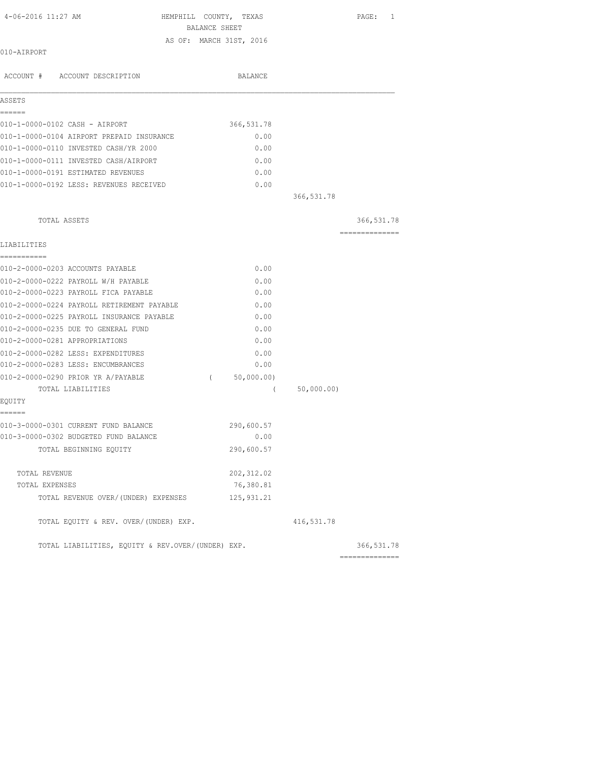HEMPHILL COUNTY, TEXAS

BALANCE SHEET

AS OF: MARCH 31ST, 2016

010-AIRPORT

| ACCOUNT # ACCOUNT DESCRIPTION | BALANCE | | |
|---|---|---|---|
| **ASSETS** | | | |
| 010-1-0000-0102 CASH - AIRPORT | 366,531.78 | | |
| 010-1-0000-0104 AIRPORT PREPAID INSURANCE | 0.00 | | |
| 010-1-0000-0110 INVESTED CASH/YR 2000 | 0.00 | | |
| 010-1-0000-0111 INVESTED CASH/AIRPORT | 0.00 | | |
| 010-1-0000-0191 ESTIMATED REVENUES | 0.00 | | |
| 010-1-0000-0192 LESS: REVENUES RECEIVED | 0.00 | | |
| | | 366,531.78 | |
| TOTAL ASSETS | | | 366,531.78 |
| **LIABILITIES** | | | |
| 010-2-0000-0203 ACCOUNTS PAYABLE | 0.00 | | |
| 010-2-0000-0222 PAYROLL W/H PAYABLE | 0.00 | | |
| 010-2-0000-0223 PAYROLL FICA PAYABLE | 0.00 | | |
| 010-2-0000-0224 PAYROLL RETIREMENT PAYABLE | 0.00 | | |
| 010-2-0000-0225 PAYROLL INSURANCE PAYABLE | 0.00 | | |
| 010-2-0000-0235 DUE TO GENERAL FUND | 0.00 | | |
| 010-2-0000-0281 APPROPRIATIONS | 0.00 | | |
| 010-2-0000-0282 LESS: EXPENDITURES | 0.00 | | |
| 010-2-0000-0283 LESS: ENCUMBRANCES | 0.00 | | |
| 010-2-0000-0290 PRIOR YR A/PAYABLE | ( 50,000.00) | | |
| TOTAL LIABILITIES | | ( 50,000.00) | |
| **EQUITY** | | | |
| 010-3-0000-0301 CURRENT FUND BALANCE | 290,600.57 | | |
| 010-3-0000-0302 BUDGETED FUND BALANCE | 0.00 | | |
| TOTAL BEGINNING EQUITY | 290,600.57 | | |
| TOTAL REVENUE | 202,312.02 | | |
| TOTAL EXPENSES | 76,380.81 | | |
| TOTAL REVENUE OVER/(UNDER) EXPENSES | 125,931.21 | | |
| TOTAL EQUITY & REV. OVER/(UNDER) EXP. | | 416,531.78 | |
| TOTAL LIABILITIES, EQUITY & REV.OVER/(UNDER) EXP. | | | 366,531.78 |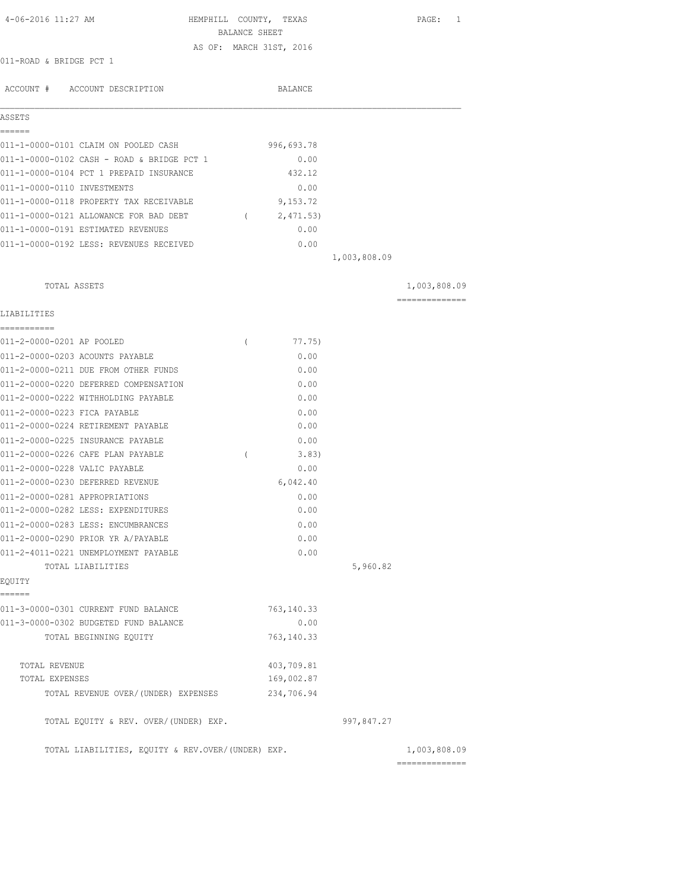4-06-2016 11:27 AM HEMPHILL COUNTY, TEXAS

BALANCE SHEET

AS OF: MARCH 31ST, 2016

011-ROAD & BRIDGE PCT 1

| ACCOUNT # ACCOUNT DESCRIPTION | BALANCE | | |
|---|---|---|---|
| **ASSETS** | | | |
| 011-1-0000-0101 CLAIM ON POOLED CASH | 996,693.78 | | |
| 011-1-0000-0102 CASH - ROAD & BRIDGE PCT 1 | 0.00 | | |
| 011-1-0000-0104 PCT 1 PREPAID INSURANCE | 432.12 | | |
| 011-1-0000-0110 INVESTMENTS | 0.00 | | |
| 011-1-0000-0118 PROPERTY TAX RECEIVABLE | 9,153.72 | | |
| 011-1-0000-0121 ALLOWANCE FOR BAD DEBT | ( 2,471.53) | | |
| 011-1-0000-0191 ESTIMATED REVENUES | 0.00 | | |
| 011-1-0000-0192 LESS: REVENUES RECEIVED | 0.00 | | |
| | | 1,003,808.09 | |
| TOTAL ASSETS | | | 1,003,808.09 |
| **LIABILITIES** | | | |
| 011-2-0000-0201 AP POOLED | ( 77.75) | | |
| 011-2-0000-0203 ACOUNTS PAYABLE | 0.00 | | |
| 011-2-0000-0211 DUE FROM OTHER FUNDS | 0.00 | | |
| 011-2-0000-0220 DEFERRED COMPENSATION | 0.00 | | |
| 011-2-0000-0222 WITHHOLDING PAYABLE | 0.00 | | |
| 011-2-0000-0223 FICA PAYABLE | 0.00 | | |
| 011-2-0000-0224 RETIREMENT PAYABLE | 0.00 | | |
| 011-2-0000-0225 INSURANCE PAYABLE | 0.00 | | |
| 011-2-0000-0226 CAFE PLAN PAYABLE | ( 3.83) | | |
| 011-2-0000-0228 VALIC PAYABLE | 0.00 | | |
| 011-2-0000-0230 DEFERRED REVENUE | 6,042.40 | | |
| 011-2-0000-0281 APPROPRIATIONS | 0.00 | | |
| 011-2-0000-0282 LESS: EXPENDITURES | 0.00 | | |
| 011-2-0000-0283 LESS: ENCUMBRANCES | 0.00 | | |
| 011-2-0000-0290 PRIOR YR A/PAYABLE | 0.00 | | |
| 011-2-4011-0221 UNEMPLOYMENT PAYABLE | 0.00 | | |
| TOTAL LIABILITIES | | 5,960.82 | |
| **EQUITY** | | | |
| 011-3-0000-0301 CURRENT FUND BALANCE | 763,140.33 | | |
| 011-3-0000-0302 BUDGETED FUND BALANCE | 0.00 | | |
| TOTAL BEGINNING EQUITY | 763,140.33 | | |
| TOTAL REVENUE | 403,709.81 | | |
| TOTAL EXPENSES | 169,002.87 | | |
| TOTAL REVENUE OVER/(UNDER) EXPENSES | 234,706.94 | | |
| TOTAL EQUITY & REV. OVER/(UNDER) EXP. | | 997,847.27 | |
| TOTAL LIABILITIES, EQUITY & REV.OVER/(UNDER) EXP. | | | 1,003,808.09 |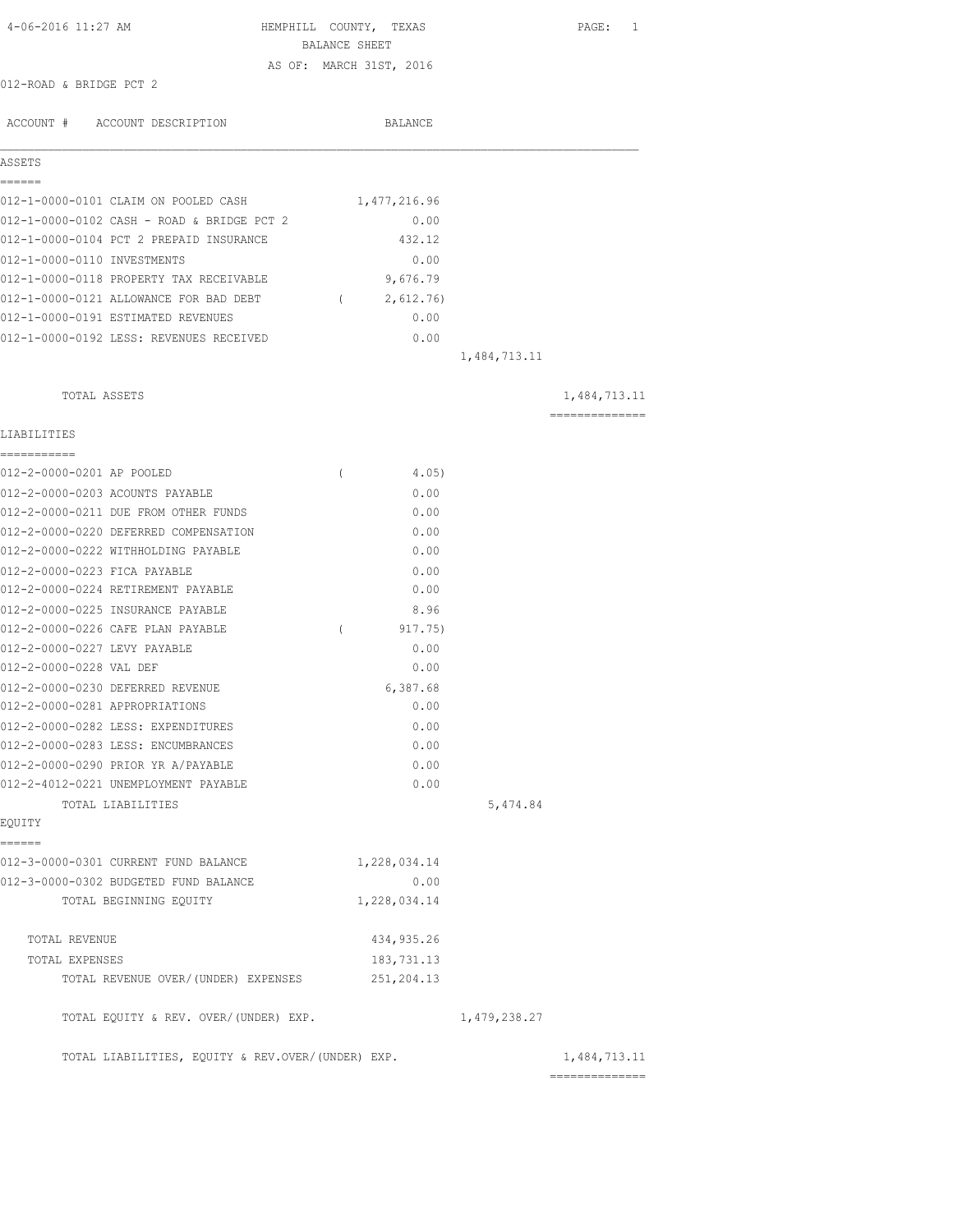4-06-2016 11:27 AM HEMPHILL COUNTY, TEXAS

BALANCE SHEET

AS OF: MARCH 31ST, 2016

012-ROAD & BRIDGE PCT 2

| ACCOUNT # | ACCOUNT DESCRIPTION | BALANCE | | |
|---|---|---|---|---|
| **ASSETS** | | | | |
| 012-1-0000-0101 | CLAIM ON POOLED CASH | 1,477,216.96 | | |
| 012-1-0000-0102 | CASH - ROAD & BRIDGE PCT 2 | 0.00 | | |
| 012-1-0000-0104 | PCT 2 PREPAID INSURANCE | 432.12 | | |
| 012-1-0000-0110 | INVESTMENTS | 0.00 | | |
| 012-1-0000-0118 | PROPERTY TAX RECEIVABLE | 9,676.79 | | |
| 012-1-0000-0121 | ALLOWANCE FOR BAD DEBT | ( 2,612.76) | | |
| 012-1-0000-0191 | ESTIMATED REVENUES | 0.00 | | |
| 012-1-0000-0192 | LESS: REVENUES RECEIVED | 0.00 | | |
| | | | 1,484,713.11 | |
| | TOTAL ASSETS | | | 1,484,713.11 |
| **LIABILITIES** | | | | |
| 012-2-0000-0201 | AP POOLED | ( 4.05) | | |
| 012-2-0000-0203 | ACOUNTS PAYABLE | 0.00 | | |
| 012-2-0000-0211 | DUE FROM OTHER FUNDS | 0.00 | | |
| 012-2-0000-0220 | DEFERRED COMPENSATION | 0.00 | | |
| 012-2-0000-0222 | WITHHOLDING PAYABLE | 0.00 | | |
| 012-2-0000-0223 | FICA PAYABLE | 0.00 | | |
| 012-2-0000-0224 | RETIREMENT PAYABLE | 0.00 | | |
| 012-2-0000-0225 | INSURANCE PAYABLE | 8.96 | | |
| 012-2-0000-0226 | CAFE PLAN PAYABLE | ( 917.75) | | |
| 012-2-0000-0227 | LEVY PAYABLE | 0.00 | | |
| 012-2-0000-0228 | VAL DEF | 0.00 | | |
| 012-2-0000-0230 | DEFERRED REVENUE | 6,387.68 | | |
| 012-2-0000-0281 | APPROPRIATIONS | 0.00 | | |
| 012-2-0000-0282 | LESS: EXPENDITURES | 0.00 | | |
| 012-2-0000-0283 | LESS: ENCUMBRANCES | 0.00 | | |
| 012-2-0000-0290 | PRIOR YR A/PAYABLE | 0.00 | | |
| 012-2-4012-0221 | UNEMPLOYMENT PAYABLE | 0.00 | | |
| | TOTAL LIABILITIES | | 5,474.84 | |
| **EQUITY** | | | | |
| 012-3-0000-0301 | CURRENT FUND BALANCE | 1,228,034.14 | | |
| 012-3-0000-0302 | BUDGETED FUND BALANCE | 0.00 | | |
| | TOTAL BEGINNING EQUITY | 1,228,034.14 | | |
| | TOTAL REVENUE | 434,935.26 | | |
| | TOTAL EXPENSES | 183,731.13 | | |
| | TOTAL REVENUE OVER/(UNDER) EXPENSES | 251,204.13 | | |
| | TOTAL EQUITY & REV. OVER/(UNDER) EXP. | | 1,479,238.27 | |
| | TOTAL LIABILITIES, EQUITY & REV.OVER/(UNDER) EXP. | | | 1,484,713.11 |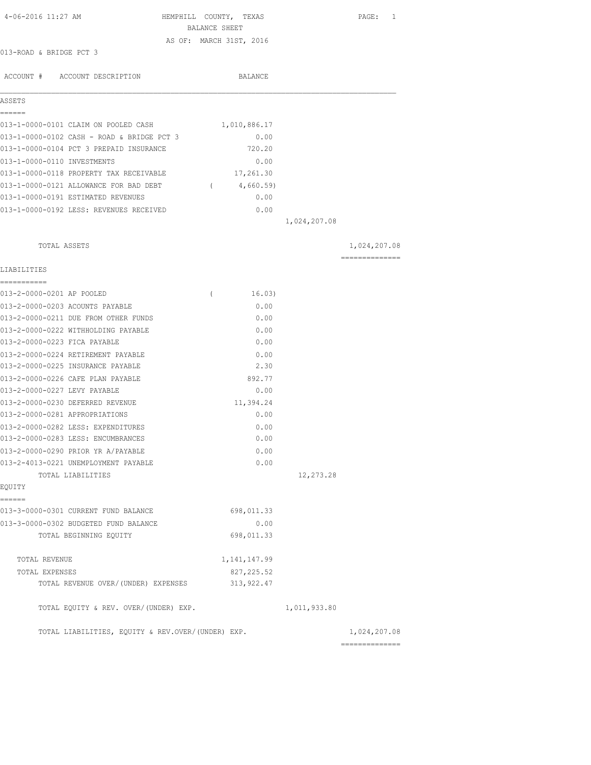HEMPHILL COUNTY, TEXAS

BALANCE SHEET

AS OF: MARCH 31ST, 2016

013-ROAD & BRIDGE PCT 3

| ACCOUNT # | ACCOUNT DESCRIPTION | BALANCE | | |
|---|---|---|---|---|
| **ASSETS** | | | | |
| 013-1-0000-0101 | CLAIM ON POOLED CASH | 1,010,886.17 | | |
| 013-1-0000-0102 | CASH - ROAD & BRIDGE PCT 3 | 0.00 | | |
| 013-1-0000-0104 | PCT 3 PREPAID INSURANCE | 720.20 | | |
| 013-1-0000-0110 | INVESTMENTS | 0.00 | | |
| 013-1-0000-0118 | PROPERTY TAX RECEIVABLE | 17,261.30 | | |
| 013-1-0000-0121 | ALLOWANCE FOR BAD DEBT | ( 4,660.59) | | |
| 013-1-0000-0191 | ESTIMATED REVENUES | 0.00 | | |
| 013-1-0000-0192 | LESS: REVENUES RECEIVED | 0.00 | | |
| | | | 1,024,207.08 | |
| | TOTAL ASSETS | | | 1,024,207.08 |
| **LIABILITIES** | | | | |
| 013-2-0000-0201 | AP POOLED | ( 16.03) | | |
| 013-2-0000-0203 | ACOUNTS PAYABLE | 0.00 | | |
| 013-2-0000-0211 | DUE FROM OTHER FUNDS | 0.00 | | |
| 013-2-0000-0222 | WITHHOLDING PAYABLE | 0.00 | | |
| 013-2-0000-0223 | FICA PAYABLE | 0.00 | | |
| 013-2-0000-0224 | RETIREMENT PAYABLE | 0.00 | | |
| 013-2-0000-0225 | INSURANCE PAYABLE | 2.30 | | |
| 013-2-0000-0226 | CAFE PLAN PAYABLE | 892.77 | | |
| 013-2-0000-0227 | LEVY PAYABLE | 0.00 | | |
| 013-2-0000-0230 | DEFERRED REVENUE | 11,394.24 | | |
| 013-2-0000-0281 | APPROPRIATIONS | 0.00 | | |
| 013-2-0000-0282 | LESS: EXPENDITURES | 0.00 | | |
| 013-2-0000-0283 | LESS: ENCUMBRANCES | 0.00 | | |
| 013-2-0000-0290 | PRIOR YR A/PAYABLE | 0.00 | | |
| 013-2-4013-0221 | UNEMPLOYMENT PAYABLE | 0.00 | | |
| | TOTAL LIABILITIES | | 12,273.28 | |
| **EQUITY** | | | | |
| 013-3-0000-0301 | CURRENT FUND BALANCE | 698,011.33 | | |
| 013-3-0000-0302 | BUDGETED FUND BALANCE | 0.00 | | |
| | TOTAL BEGINNING EQUITY | 698,011.33 | | |
| | TOTAL REVENUE | 1,141,147.99 | | |
| | TOTAL EXPENSES | 827,225.52 | | |
| | TOTAL REVENUE OVER/(UNDER) EXPENSES | 313,922.47 | | |
| | TOTAL EQUITY & REV. OVER/(UNDER) EXP. | | 1,011,933.80 | |
| | TOTAL LIABILITIES, EQUITY & REV.OVER/(UNDER) EXP. | | | 1,024,207.08 |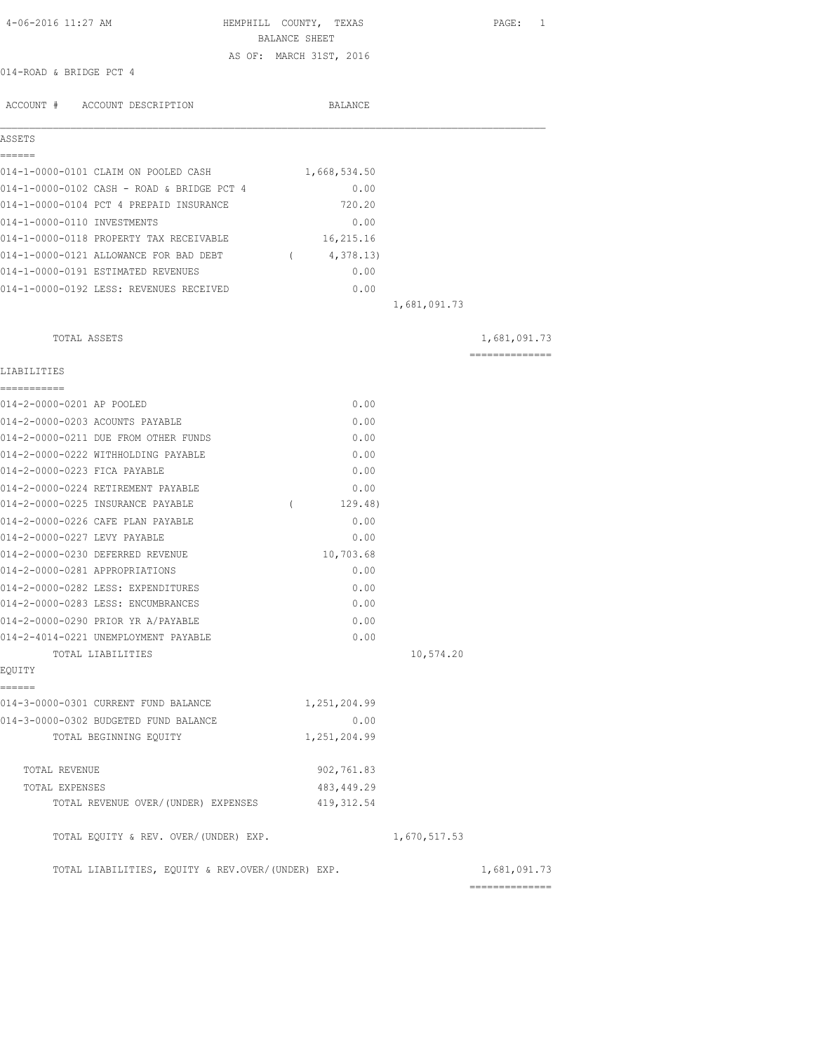4-06-2016 11:27 AM HEMPHILL COUNTY, TEXAS

BALANCE SHEET

AS OF: MARCH 31ST, 2016

014-ROAD & BRIDGE PCT 4

| ACCOUNT # | ACCOUNT DESCRIPTION | BALANCE | | |
|---|---|---|---|---|
| **ASSETS** | | | | |
| 014-1-0000-0101 | CLAIM ON POOLED CASH | 1,668,534.50 | | |
| 014-1-0000-0102 | CASH - ROAD & BRIDGE PCT 4 | 0.00 | | |
| 014-1-0000-0104 | PCT 4 PREPAID INSURANCE | 720.20 | | |
| 014-1-0000-0110 | INVESTMENTS | 0.00 | | |
| 014-1-0000-0118 | PROPERTY TAX RECEIVABLE | 16,215.16 | | |
| 014-1-0000-0121 | ALLOWANCE FOR BAD DEBT | ( 4,378.13) | | |
| 014-1-0000-0191 | ESTIMATED REVENUES | 0.00 | | |
| 014-1-0000-0192 | LESS: REVENUES RECEIVED | 0.00 | | |
| | | | 1,681,091.73 | |
| | TOTAL ASSETS | | | 1,681,091.73 |
| **LIABILITIES** | | | | |
| 014-2-0000-0201 | AP POOLED | 0.00 | | |
| 014-2-0000-0203 | ACOUNTS PAYABLE | 0.00 | | |
| 014-2-0000-0211 | DUE FROM OTHER FUNDS | 0.00 | | |
| 014-2-0000-0222 | WITHHOLDING PAYABLE | 0.00 | | |
| 014-2-0000-0223 | FICA PAYABLE | 0.00 | | |
| 014-2-0000-0224 | RETIREMENT PAYABLE | 0.00 | | |
| 014-2-0000-0225 | INSURANCE PAYABLE | ( 129.48) | | |
| 014-2-0000-0226 | CAFE PLAN PAYABLE | 0.00 | | |
| 014-2-0000-0227 | LEVY PAYABLE | 0.00 | | |
| 014-2-0000-0230 | DEFERRED REVENUE | 10,703.68 | | |
| 014-2-0000-0281 | APPROPRIATIONS | 0.00 | | |
| 014-2-0000-0282 | LESS: EXPENDITURES | 0.00 | | |
| 014-2-0000-0283 | LESS: ENCUMBRANCES | 0.00 | | |
| 014-2-0000-0290 | PRIOR YR A/PAYABLE | 0.00 | | |
| 014-2-4014-0221 | UNEMPLOYMENT PAYABLE | 0.00 | | |
| | TOTAL LIABILITIES | | 10,574.20 | |
| **EQUITY** | | | | |
| 014-3-0000-0301 | CURRENT FUND BALANCE | 1,251,204.99 | | |
| 014-3-0000-0302 | BUDGETED FUND BALANCE | 0.00 | | |
| | TOTAL BEGINNING EQUITY | 1,251,204.99 | | |
| | TOTAL REVENUE | 902,761.83 | | |
| | TOTAL EXPENSES | 483,449.29 | | |
| | TOTAL REVENUE OVER/(UNDER) EXPENSES | 419,312.54 | | |
| | TOTAL EQUITY & REV. OVER/(UNDER) EXP. | | 1,670,517.53 | |
| | TOTAL LIABILITIES, EQUITY & REV.OVER/(UNDER) EXP. | | | 1,681,091.73 |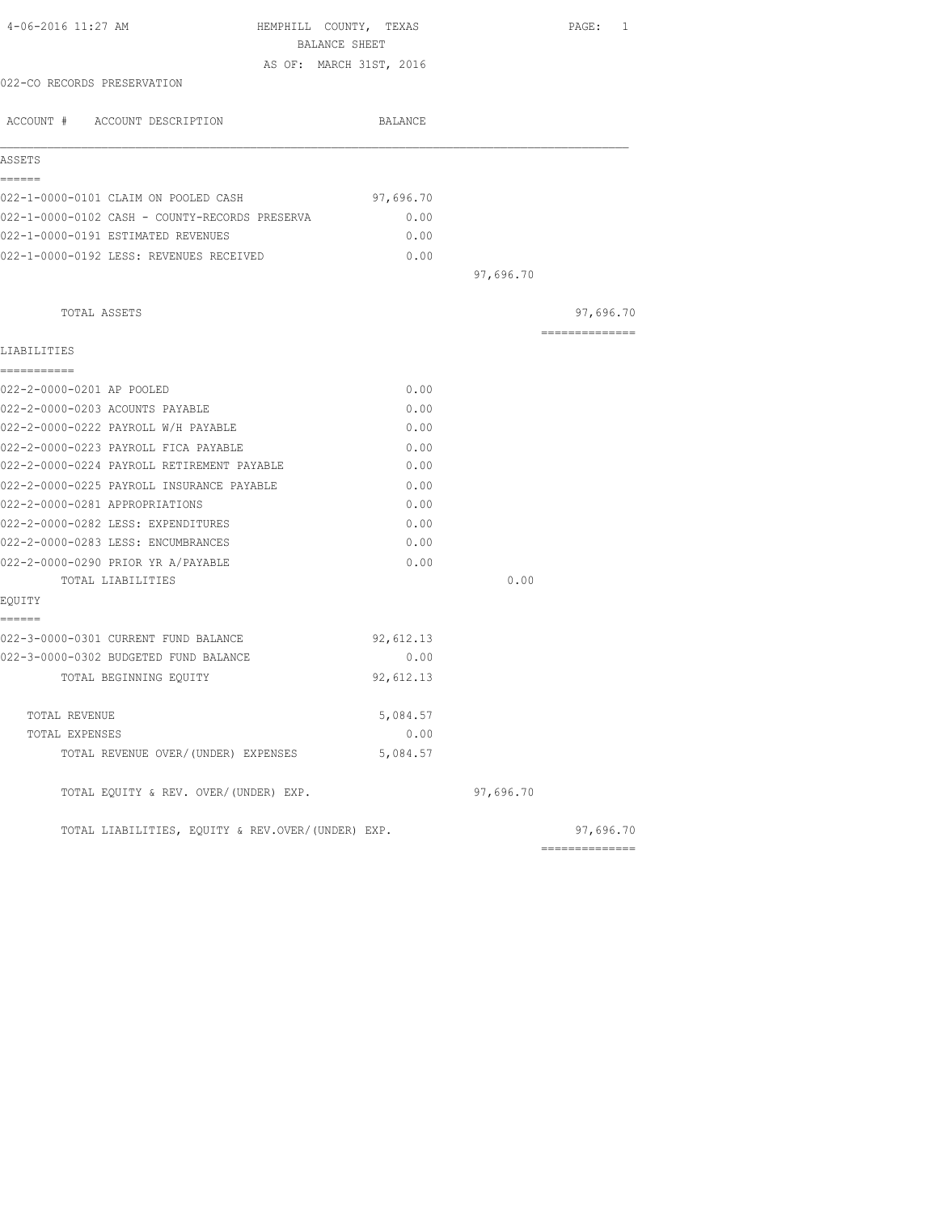HEMPHILL COUNTY, TEXAS
BALANCE SHEET
AS OF: MARCH 31ST, 2016

022-CO RECORDS PRESERVATION

| ACCOUNT # ACCOUNT DESCRIPTION | BALANCE | | |
|---|---|---|---|
| **ASSETS** | | | |
| 022-1-0000-0101 CLAIM ON POOLED CASH | 97,696.70 | | |
| 022-1-0000-0102 CASH - COUNTY-RECORDS PRESERVA | 0.00 | | |
| 022-1-0000-0191 ESTIMATED REVENUES | 0.00 | | |
| 022-1-0000-0192 LESS: REVENUES RECEIVED | 0.00 | | |
| | | 97,696.70 | |
| TOTAL ASSETS | | | 97,696.70 |
| **LIABILITIES** | | | |
| 022-2-0000-0201 AP POOLED | 0.00 | | |
| 022-2-0000-0203 ACOUNTS PAYABLE | 0.00 | | |
| 022-2-0000-0222 PAYROLL W/H PAYABLE | 0.00 | | |
| 022-2-0000-0223 PAYROLL FICA PAYABLE | 0.00 | | |
| 022-2-0000-0224 PAYROLL RETIREMENT PAYABLE | 0.00 | | |
| 022-2-0000-0225 PAYROLL INSURANCE PAYABLE | 0.00 | | |
| 022-2-0000-0281 APPROPRIATIONS | 0.00 | | |
| 022-2-0000-0282 LESS: EXPENDITURES | 0.00 | | |
| 022-2-0000-0283 LESS: ENCUMBRANCES | 0.00 | | |
| 022-2-0000-0290 PRIOR YR A/PAYABLE | 0.00 | | |
| TOTAL LIABILITIES | | 0.00 | |
| **EQUITY** | | | |
| 022-3-0000-0301 CURRENT FUND BALANCE | 92,612.13 | | |
| 022-3-0000-0302 BUDGETED FUND BALANCE | 0.00 | | |
| TOTAL BEGINNING EQUITY | 92,612.13 | | |
| TOTAL REVENUE | 5,084.57 | | |
| TOTAL EXPENSES | 0.00 | | |
| TOTAL REVENUE OVER/(UNDER) EXPENSES | 5,084.57 | | |
| TOTAL EQUITY & REV. OVER/(UNDER) EXP. | | 97,696.70 | |
| TOTAL LIABILITIES, EQUITY & REV.OVER/(UNDER) EXP. | | | 97,696.70 |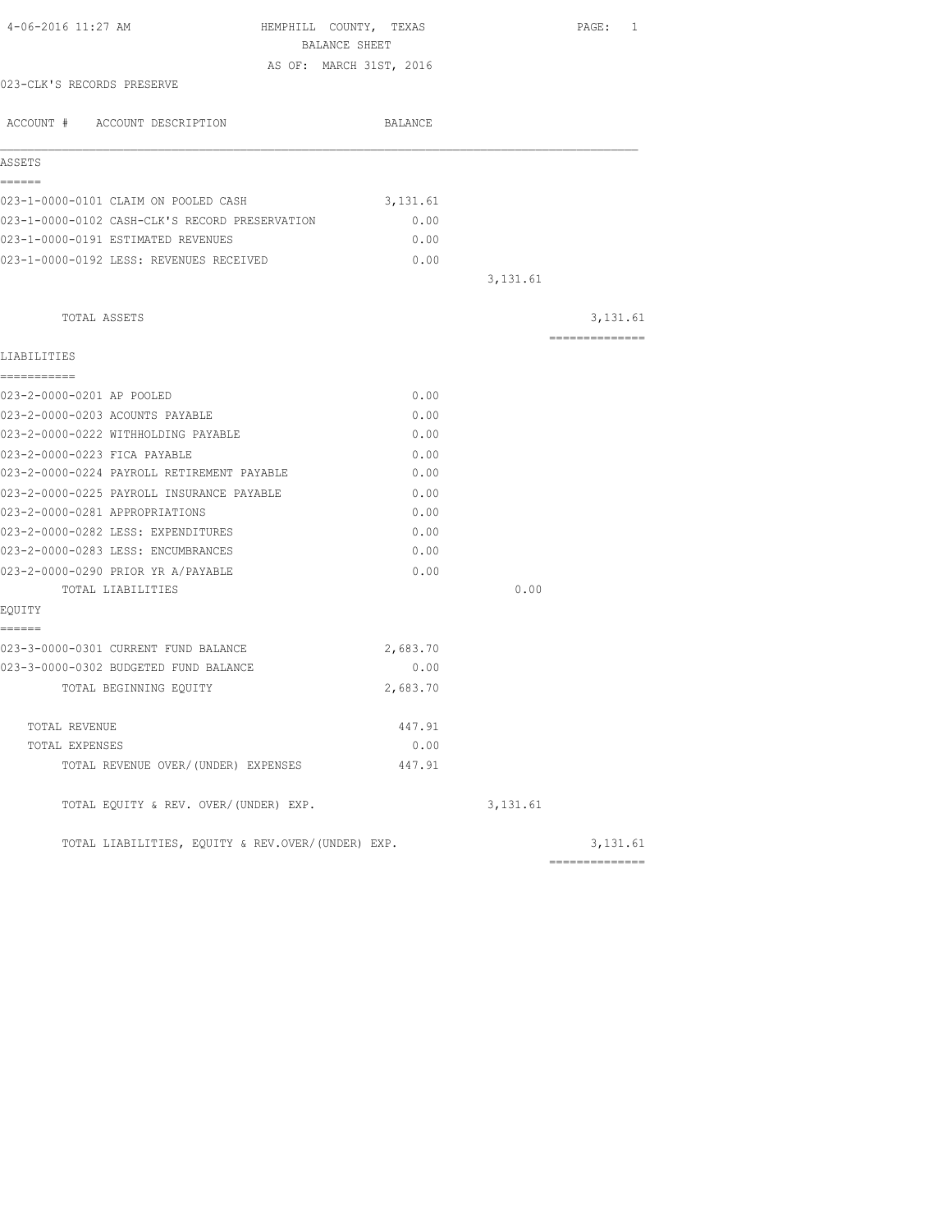4-06-2016 11:27 AM

# HEMPHILL COUNTY, TEXAS
## BALANCE SHEET
### AS OF: MARCH 31ST, 2016

023-CLK'S RECORDS PRESERVE

| ACCOUNT # ACCOUNT DESCRIPTION | BALANCE | | |
|---|---|---|---|
| **ASSETS** | | | |
| 023-1-0000-0101 CLAIM ON POOLED CASH | 3,131.61 | | |
| 023-1-0000-0102 CASH-CLK'S RECORD PRESERVATION | 0.00 | | |
| 023-1-0000-0191 ESTIMATED REVENUES | 0.00 | | |
| 023-1-0000-0192 LESS: REVENUES RECEIVED | 0.00 | | |
| | | 3,131.61 | |
| TOTAL ASSETS | | | 3,131.61 |
| **LIABILITIES** | | | |
| 023-2-0000-0201 AP POOLED | 0.00 | | |
| 023-2-0000-0203 ACOUNTS PAYABLE | 0.00 | | |
| 023-2-0000-0222 WITHHOLDING PAYABLE | 0.00 | | |
| 023-2-0000-0223 FICA PAYABLE | 0.00 | | |
| 023-2-0000-0224 PAYROLL RETIREMENT PAYABLE | 0.00 | | |
| 023-2-0000-0225 PAYROLL INSURANCE PAYABLE | 0.00 | | |
| 023-2-0000-0281 APPROPRIATIONS | 0.00 | | |
| 023-2-0000-0282 LESS: EXPENDITURES | 0.00 | | |
| 023-2-0000-0283 LESS: ENCUMBRANCES | 0.00 | | |
| 023-2-0000-0290 PRIOR YR A/PAYABLE | 0.00 | | |
| TOTAL LIABILITIES | | 0.00 | |
| **EQUITY** | | | |
| 023-3-0000-0301 CURRENT FUND BALANCE | 2,683.70 | | |
| 023-3-0000-0302 BUDGETED FUND BALANCE | 0.00 | | |
| TOTAL BEGINNING EQUITY | 2,683.70 | | |
| TOTAL REVENUE | 447.91 | | |
| TOTAL EXPENSES | 0.00 | | |
| TOTAL REVENUE OVER/(UNDER) EXPENSES | 447.91 | | |
| TOTAL EQUITY & REV. OVER/(UNDER) EXP. | | 3,131.61 | |
| TOTAL LIABILITIES, EQUITY & REV.OVER/(UNDER) EXP. | | | 3,131.61 |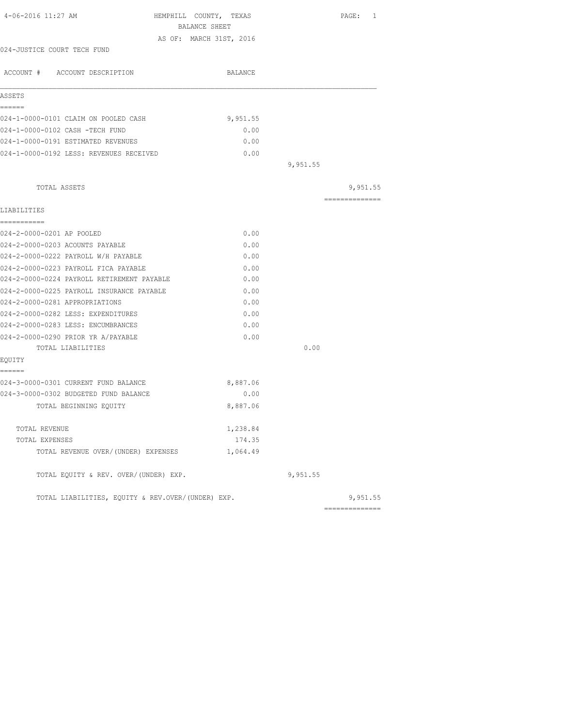4-06-2016 11:27 AM

# HEMPHILL COUNTY, TEXAS

## BALANCE SHEET

AS OF: MARCH 31ST, 2016

024-JUSTICE COURT TECH FUND

| ACCOUNT # ACCOUNT DESCRIPTION | BALANCE | | |
|---|---|---|---|
| **ASSETS** | | | |
| 024-1-0000-0101 CLAIM ON POOLED CASH | 9,951.55 | | |
| 024-1-0000-0102 CASH -TECH FUND | 0.00 | | |
| 024-1-0000-0191 ESTIMATED REVENUES | 0.00 | | |
| 024-1-0000-0192 LESS: REVENUES RECEIVED | 0.00 | | |
| | | 9,951.55 | |
| TOTAL ASSETS | | | 9,951.55 |
| **LIABILITIES** | | | |
| 024-2-0000-0201 AP POOLED | 0.00 | | |
| 024-2-0000-0203 ACOUNTS PAYABLE | 0.00 | | |
| 024-2-0000-0222 PAYROLL W/H PAYABLE | 0.00 | | |
| 024-2-0000-0223 PAYROLL FICA PAYABLE | 0.00 | | |
| 024-2-0000-0224 PAYROLL RETIREMENT PAYABLE | 0.00 | | |
| 024-2-0000-0225 PAYROLL INSURANCE PAYABLE | 0.00 | | |
| 024-2-0000-0281 APPROPRIATIONS | 0.00 | | |
| 024-2-0000-0282 LESS: EXPENDITURES | 0.00 | | |
| 024-2-0000-0283 LESS: ENCUMBRANCES | 0.00 | | |
| 024-2-0000-0290 PRIOR YR A/PAYABLE | 0.00 | | |
| TOTAL LIABILITIES | | 0.00 | |
| **EQUITY** | | | |
| 024-3-0000-0301 CURRENT FUND BALANCE | 8,887.06 | | |
| 024-3-0000-0302 BUDGETED FUND BALANCE | 0.00 | | |
| TOTAL BEGINNING EQUITY | 8,887.06 | | |
| TOTAL REVENUE | 1,238.84 | | |
| TOTAL EXPENSES | 174.35 | | |
| TOTAL REVENUE OVER/(UNDER) EXPENSES | 1,064.49 | | |
| TOTAL EQUITY & REV. OVER/(UNDER) EXP. | | 9,951.55 | |
| TOTAL LIABILITIES, EQUITY & REV.OVER/(UNDER) EXP. | | | 9,951.55 |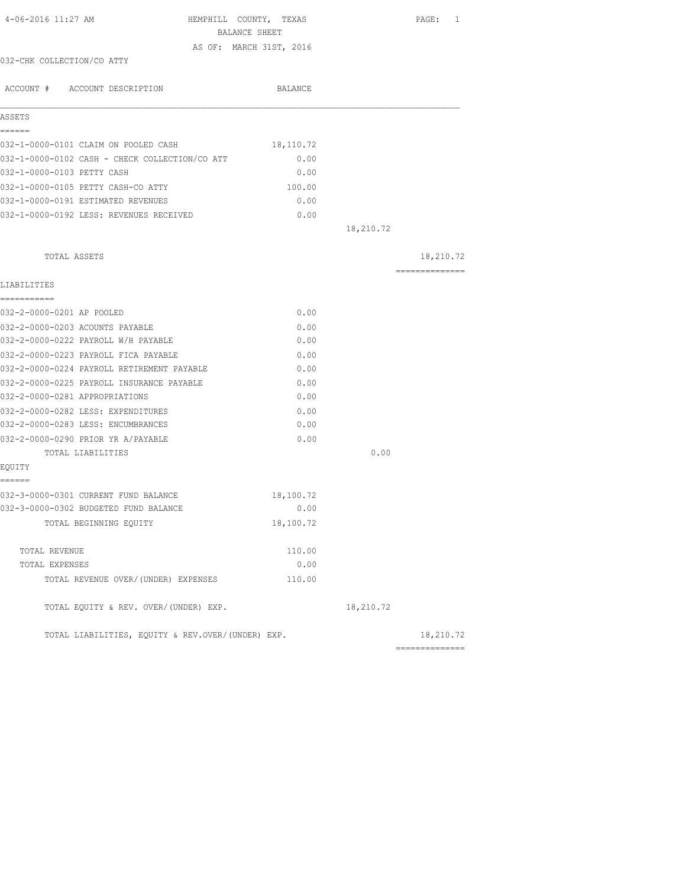HEMPHILL COUNTY, TEXAS
BALANCE SHEET
AS OF: MARCH 31ST, 2016

032-CHK COLLECTION/CO ATTY

| ACCOUNT # ACCOUNT DESCRIPTION | BALANCE | | |
|---|---|---|---|
| **ASSETS** | | | |
| 032-1-0000-0101 CLAIM ON POOLED CASH | 18,110.72 | | |
| 032-1-0000-0102 CASH - CHECK COLLECTION/CO ATT | 0.00 | | |
| 032-1-0000-0103 PETTY CASH | 0.00 | | |
| 032-1-0000-0105 PETTY CASH-CO ATTY | 100.00 | | |
| 032-1-0000-0191 ESTIMATED REVENUES | 0.00 | | |
| 032-1-0000-0192 LESS: REVENUES RECEIVED | 0.00 | | |
| | | 18,210.72 | |
| TOTAL ASSETS | | | 18,210.72 |
| **LIABILITIES** | | | |
| 032-2-0000-0201 AP POOLED | 0.00 | | |
| 032-2-0000-0203 ACOUNTS PAYABLE | 0.00 | | |
| 032-2-0000-0222 PAYROLL W/H PAYABLE | 0.00 | | |
| 032-2-0000-0223 PAYROLL FICA PAYABLE | 0.00 | | |
| 032-2-0000-0224 PAYROLL RETIREMENT PAYABLE | 0.00 | | |
| 032-2-0000-0225 PAYROLL INSURANCE PAYABLE | 0.00 | | |
| 032-2-0000-0281 APPROPRIATIONS | 0.00 | | |
| 032-2-0000-0282 LESS: EXPENDITURES | 0.00 | | |
| 032-2-0000-0283 LESS: ENCUMBRANCES | 0.00 | | |
| 032-2-0000-0290 PRIOR YR A/PAYABLE | 0.00 | | |
| TOTAL LIABILITIES | | 0.00 | |
| **EQUITY** | | | |
| 032-3-0000-0301 CURRENT FUND BALANCE | 18,100.72 | | |
| 032-3-0000-0302 BUDGETED FUND BALANCE | 0.00 | | |
| TOTAL BEGINNING EQUITY | 18,100.72 | | |
| TOTAL REVENUE | 110.00 | | |
| TOTAL EXPENSES | 0.00 | | |
| TOTAL REVENUE OVER/(UNDER) EXPENSES | 110.00 | | |
| TOTAL EQUITY & REV. OVER/(UNDER) EXP. | | 18,210.72 | |
| TOTAL LIABILITIES, EQUITY & REV.OVER/(UNDER) EXP. | | | 18,210.72 |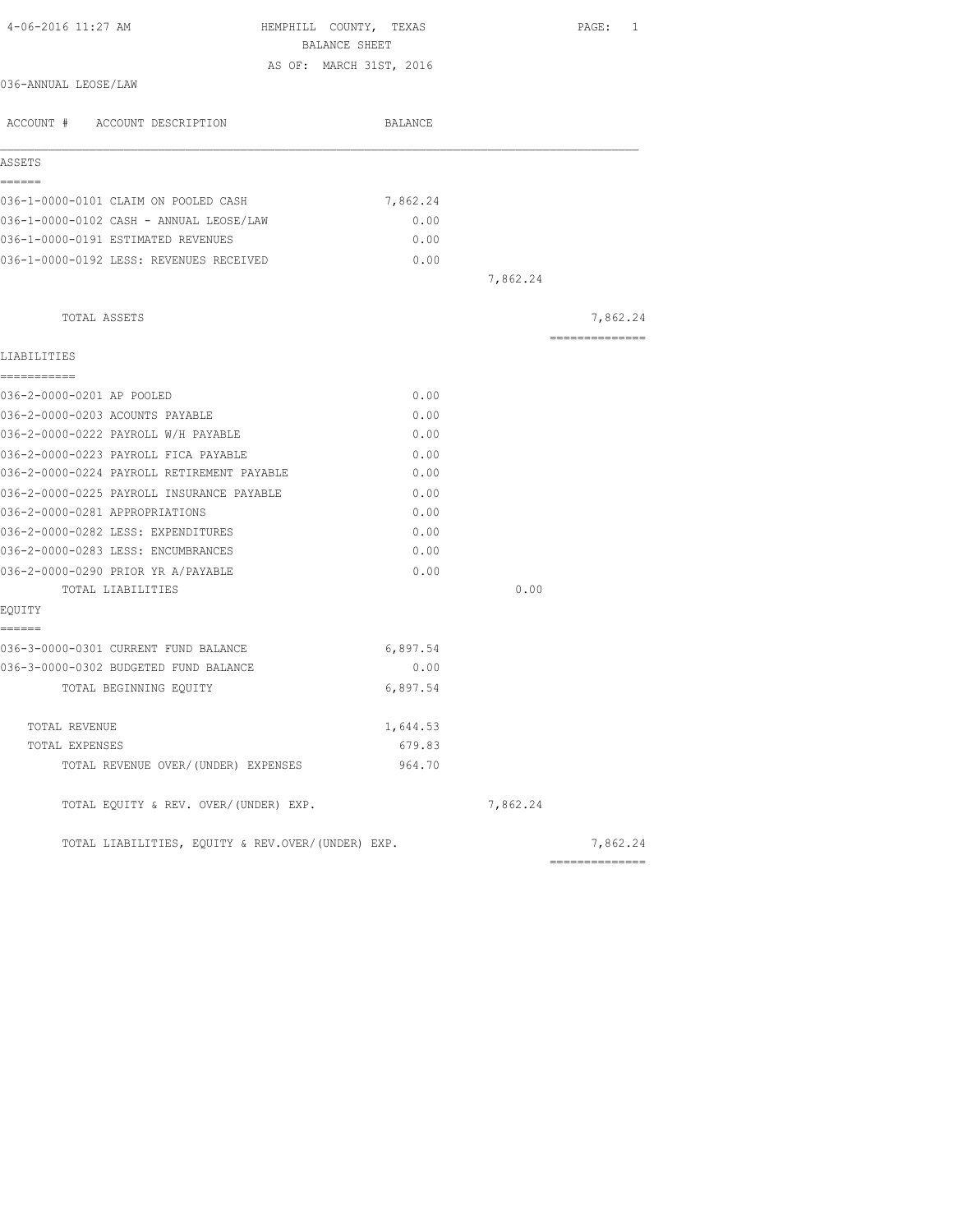4-06-2016 11:27 AM

HEMPHILL COUNTY, TEXAS
BALANCE SHEET
AS OF: MARCH 31ST, 2016

036-ANNUAL LEOSE/LAW

| ACCOUNT # ACCOUNT DESCRIPTION | BALANCE | | |
|---|---|---|---|
| **ASSETS** | | | |
| 036-1-0000-0101 CLAIM ON POOLED CASH | 7,862.24 | | |
| 036-1-0000-0102 CASH - ANNUAL LEOSE/LAW | 0.00 | | |
| 036-1-0000-0191 ESTIMATED REVENUES | 0.00 | | |
| 036-1-0000-0192 LESS: REVENUES RECEIVED | 0.00 | | |
| | | 7,862.24 | |
| TOTAL ASSETS | | | 7,862.24 |
| **LIABILITIES** | | | |
| 036-2-0000-0201 AP POOLED | 0.00 | | |
| 036-2-0000-0203 ACOUNTS PAYABLE | 0.00 | | |
| 036-2-0000-0222 PAYROLL W/H PAYABLE | 0.00 | | |
| 036-2-0000-0223 PAYROLL FICA PAYABLE | 0.00 | | |
| 036-2-0000-0224 PAYROLL RETIREMENT PAYABLE | 0.00 | | |
| 036-2-0000-0225 PAYROLL INSURANCE PAYABLE | 0.00 | | |
| 036-2-0000-0281 APPROPRIATIONS | 0.00 | | |
| 036-2-0000-0282 LESS: EXPENDITURES | 0.00 | | |
| 036-2-0000-0283 LESS: ENCUMBRANCES | 0.00 | | |
| 036-2-0000-0290 PRIOR YR A/PAYABLE | 0.00 | | |
| TOTAL LIABILITIES | | 0.00 | |
| **EQUITY** | | | |
| 036-3-0000-0301 CURRENT FUND BALANCE | 6,897.54 | | |
| 036-3-0000-0302 BUDGETED FUND BALANCE | 0.00 | | |
| TOTAL BEGINNING EQUITY | 6,897.54 | | |
| TOTAL REVENUE | 1,644.53 | | |
| TOTAL EXPENSES | 679.83 | | |
| TOTAL REVENUE OVER/(UNDER) EXPENSES | 964.70 | | |
| TOTAL EQUITY & REV. OVER/(UNDER) EXP. | | 7,862.24 | |
| TOTAL LIABILITIES, EQUITY & REV.OVER/(UNDER) EXP. | | | 7,862.24 |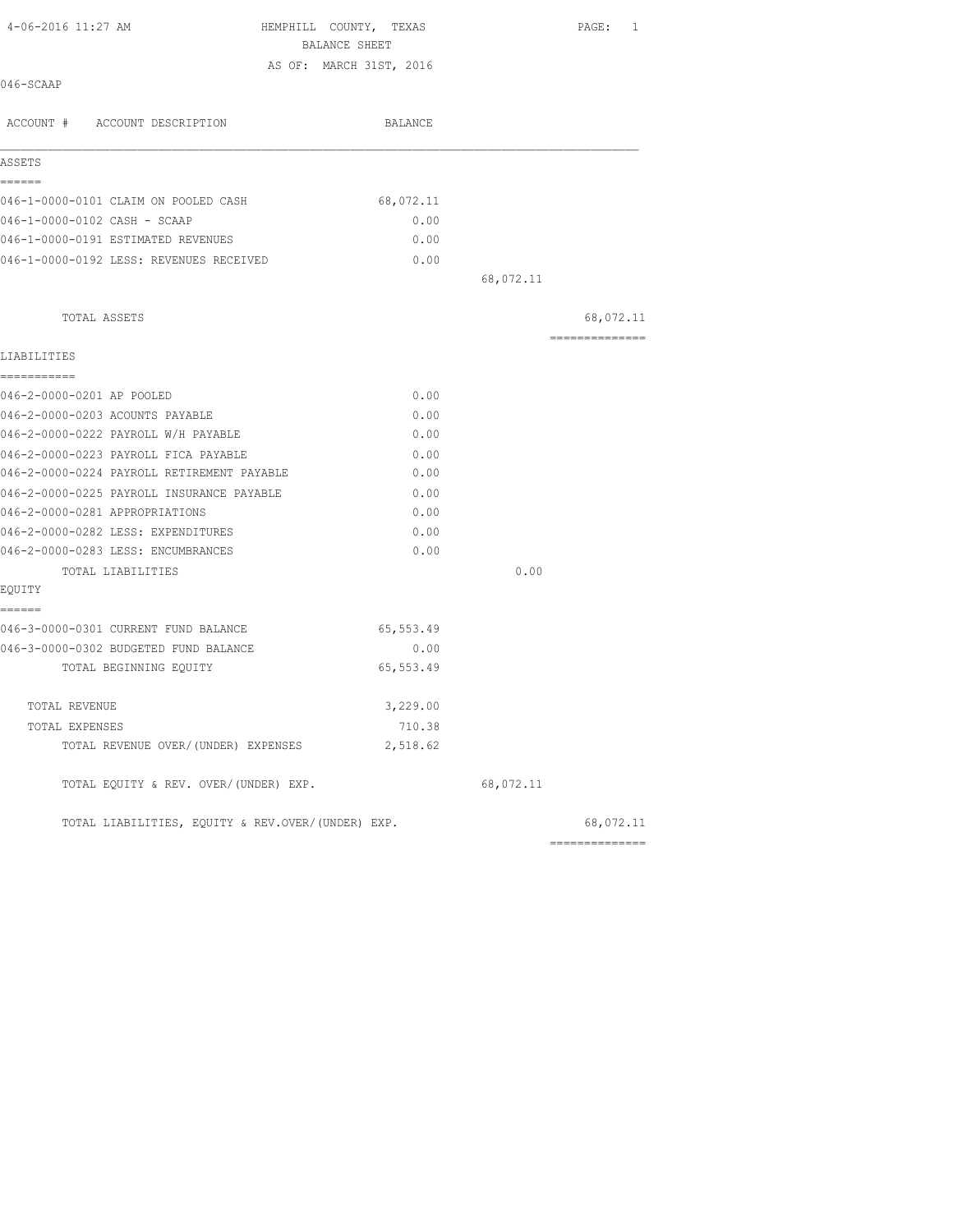4-06-2016 11:27 AM

HEMPHILL COUNTY, TEXAS
BALANCE SHEET
AS OF: MARCH 31ST, 2016

046-SCAAP

| ACCOUNT # ACCOUNT DESCRIPTION | BALANCE | | |
|---|---|---|---|
| **ASSETS** | | | |
| 046-1-0000-0101 CLAIM ON POOLED CASH | 68,072.11 | | |
| 046-1-0000-0102 CASH - SCAAP | 0.00 | | |
| 046-1-0000-0191 ESTIMATED REVENUES | 0.00 | | |
| 046-1-0000-0192 LESS: REVENUES RECEIVED | 0.00 | | |
| | | 68,072.11 | |
| TOTAL ASSETS | | | 68,072.11 |
| **LIABILITIES** | | | |
| 046-2-0000-0201 AP POOLED | 0.00 | | |
| 046-2-0000-0203 ACOUNTS PAYABLE | 0.00 | | |
| 046-2-0000-0222 PAYROLL W/H PAYABLE | 0.00 | | |
| 046-2-0000-0223 PAYROLL FICA PAYABLE | 0.00 | | |
| 046-2-0000-0224 PAYROLL RETIREMENT PAYABLE | 0.00 | | |
| 046-2-0000-0225 PAYROLL INSURANCE PAYABLE | 0.00 | | |
| 046-2-0000-0281 APPROPRIATIONS | 0.00 | | |
| 046-2-0000-0282 LESS: EXPENDITURES | 0.00 | | |
| 046-2-0000-0283 LESS: ENCUMBRANCES | 0.00 | | |
| TOTAL LIABILITIES | | 0.00 | |
| **EQUITY** | | | |
| 046-3-0000-0301 CURRENT FUND BALANCE | 65,553.49 | | |
| 046-3-0000-0302 BUDGETED FUND BALANCE | 0.00 | | |
| TOTAL BEGINNING EQUITY | 65,553.49 | | |
| TOTAL REVENUE | 3,229.00 | | |
| TOTAL EXPENSES | 710.38 | | |
| TOTAL REVENUE OVER/(UNDER) EXPENSES | 2,518.62 | | |
| TOTAL EQUITY & REV. OVER/(UNDER) EXP. | | 68,072.11 | |
| TOTAL LIABILITIES, EQUITY & REV.OVER/(UNDER) EXP. | | | 68,072.11 |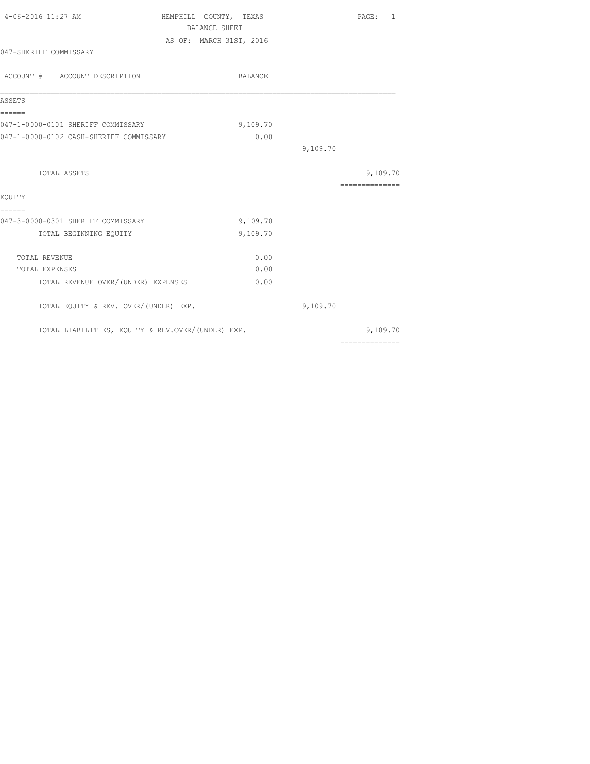4-06-2016 11:27 AM

# HEMPHILL COUNTY, TEXAS

## BALANCE SHEET

AS OF: MARCH 31ST, 2016

047-SHERIFF COMMISSARY

| ACCOUNT # ACCOUNT DESCRIPTION | BALANCE | | |
|---|---|---|---|
| **ASSETS** | | | |
| 047-1-0000-0101 SHERIFF COMMISSARY | 9,109.70 | | |
| 047-1-0000-0102 CASH-SHERIFF COMMISSARY | 0.00 | | |
| | | 9,109.70 | |
| TOTAL ASSETS | | | 9,109.70 |
| **EQUITY** | | | |
| 047-3-0000-0301 SHERIFF COMMISSARY | 9,109.70 | | |
| TOTAL BEGINNING EQUITY | 9,109.70 | | |
| TOTAL REVENUE | 0.00 | | |
| TOTAL EXPENSES | 0.00 | | |
| TOTAL REVENUE OVER/(UNDER) EXPENSES | 0.00 | | |
| TOTAL EQUITY & REV. OVER/(UNDER) EXP. | | 9,109.70 | |
| TOTAL LIABILITIES, EQUITY & REV.OVER/(UNDER) EXP. | | | 9,109.70 |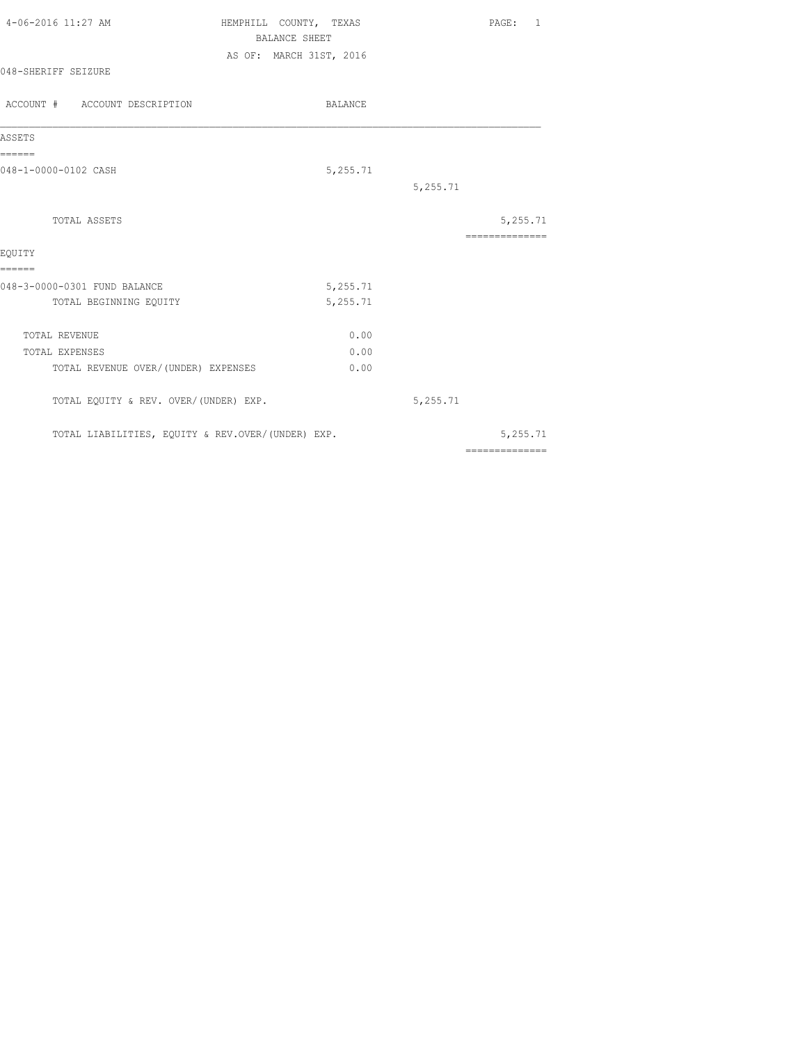4-06-2016 11:27 AM

# HEMPHILL COUNTY, TEXAS

## BALANCE SHEET

AS OF: MARCH 31ST, 2016

048-SHERIFF SEIZURE

| ACCOUNT # ACCOUNT DESCRIPTION | BALANCE | | |
|---|---|---|---|
| **ASSETS** | | | |
| 048-1-0000-0102 CASH | 5,255.71 | | |
| | | 5,255.71 | |
| TOTAL ASSETS | | | 5,255.71 |
| **EQUITY** | | | |
| 048-3-0000-0301 FUND BALANCE | 5,255.71 | | |
| TOTAL BEGINNING EQUITY | 5,255.71 | | |
| TOTAL REVENUE | 0.00 | | |
| TOTAL EXPENSES | 0.00 | | |
| TOTAL REVENUE OVER/(UNDER) EXPENSES | 0.00 | | |
| TOTAL EQUITY & REV. OVER/(UNDER) EXP. | | 5,255.71 | |
| TOTAL LIABILITIES, EQUITY & REV.OVER/(UNDER) EXP. | | | 5,255.71 |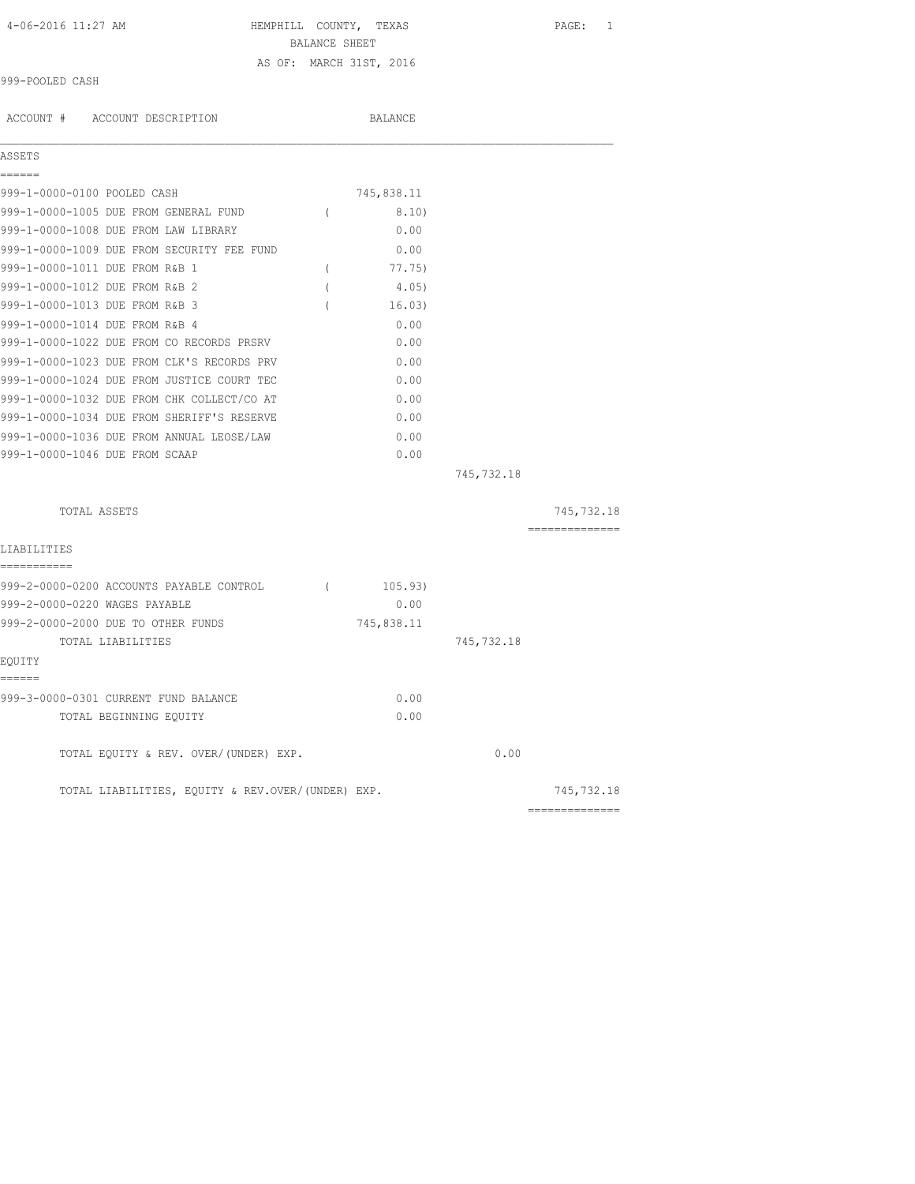HEMPHILL COUNTY, TEXAS

BALANCE SHEET

AS OF: MARCH 31ST, 2016

999-POOLED CASH

| ACCOUNT # ACCOUNT DESCRIPTION | BALANCE | | |
|---|---|---|---|
| **ASSETS** | | | |
| 999-1-0000-0100 POOLED CASH | 745,838.11 | | |
| 999-1-0000-1005 DUE FROM GENERAL FUND | ( 8.10) | | |
| 999-1-0000-1008 DUE FROM LAW LIBRARY | 0.00 | | |
| 999-1-0000-1009 DUE FROM SECURITY FEE FUND | 0.00 | | |
| 999-1-0000-1011 DUE FROM R&B 1 | ( 77.75) | | |
| 999-1-0000-1012 DUE FROM R&B 2 | ( 4.05) | | |
| 999-1-0000-1013 DUE FROM R&B 3 | ( 16.03) | | |
| 999-1-0000-1014 DUE FROM R&B 4 | 0.00 | | |
| 999-1-0000-1022 DUE FROM CO RECORDS PRSRV | 0.00 | | |
| 999-1-0000-1023 DUE FROM CLK'S RECORDS PRV | 0.00 | | |
| 999-1-0000-1024 DUE FROM JUSTICE COURT TEC | 0.00 | | |
| 999-1-0000-1032 DUE FROM CHK COLLECT/CO AT | 0.00 | | |
| 999-1-0000-1034 DUE FROM SHERIFF'S RESERVE | 0.00 | | |
| 999-1-0000-1036 DUE FROM ANNUAL LEOSE/LAW | 0.00 | | |
| 999-1-0000-1046 DUE FROM SCAAP | 0.00 | | |
| | | 745,732.18 | |
| TOTAL ASSETS | | | 745,732.18 |
| **LIABILITIES** | | | |
| 999-2-0000-0200 ACCOUNTS PAYABLE CONTROL | ( 105.93) | | |
| 999-2-0000-0220 WAGES PAYABLE | 0.00 | | |
| 999-2-0000-2000 DUE TO OTHER FUNDS | 745,838.11 | | |
| TOTAL LIABILITIES | | 745,732.18 | |
| **EQUITY** | | | |
| 999-3-0000-0301 CURRENT FUND BALANCE | 0.00 | | |
| TOTAL BEGINNING EQUITY | 0.00 | | |
| TOTAL EQUITY & REV. OVER/(UNDER) EXP. | | 0.00 | |
| TOTAL LIABILITIES, EQUITY & REV.OVER/(UNDER) EXP. | | | 745,732.18 |